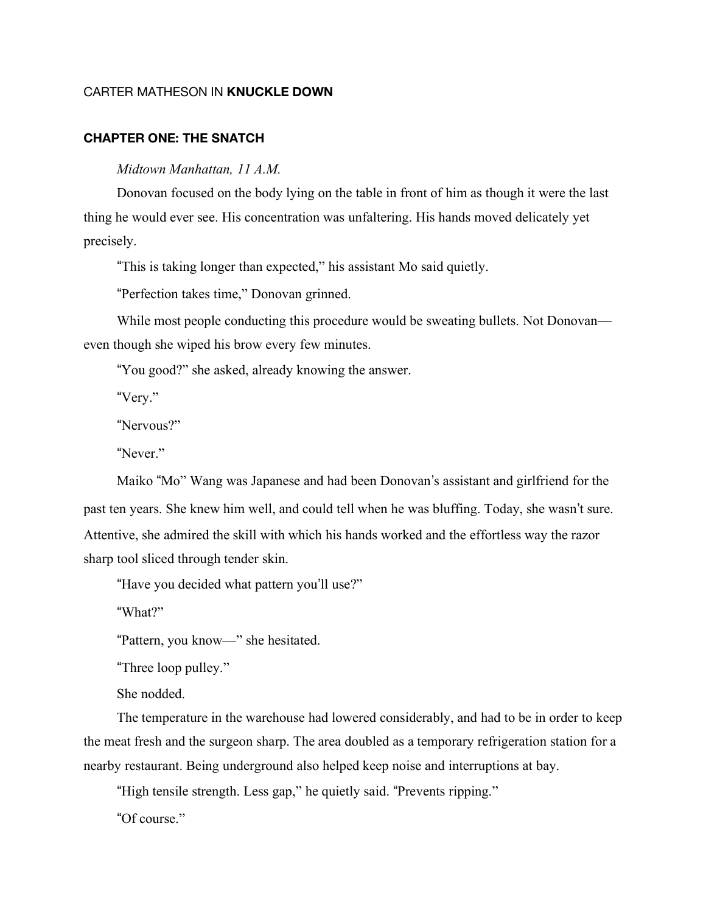CARTER MATHESON IN **KNUCKLE DOWN**

## CHAPTER ONE: THE SNATCH

*Midtown Manhattan, 11 A.M.*

Donovan focused on the body lying on the table in front of him as though it were the last thing he would ever see. His concentration was unfaltering. His hands moved delicately yet precisely.

"This is taking longer than expected," his assistant Mo said quietly.

"Perfection takes time," Donovan grinned.

While most people conducting this procedure would be sweating bullets. Not Donovan—even though she wiped his brow every few minutes.

"You good?" she asked, already knowing the answer.

"Very."

"Nervous?"

"Never."

Maiko "Mo" Wang was Japanese and had been Donovan's assistant and girlfriend for the past ten years. She knew him well, and could tell when he was bluffing. Today, she wasn't sure. Attentive, she admired the skill with which his hands worked and the effortless way the razor sharp tool sliced through tender skin.

"Have you decided what pattern you'll use?"

"What?"

"Pattern, you know—" she hesitated.

"Three loop pulley."

She nodded.

The temperature in the warehouse had lowered considerably, and had to be in order to keep the meat fresh and the surgeon sharp. The area doubled as a temporary refrigeration station for a nearby restaurant. Being underground also helped keep noise and interruptions at bay.

"High tensile strength. Less gap," he quietly said. "Prevents ripping."

"Of course."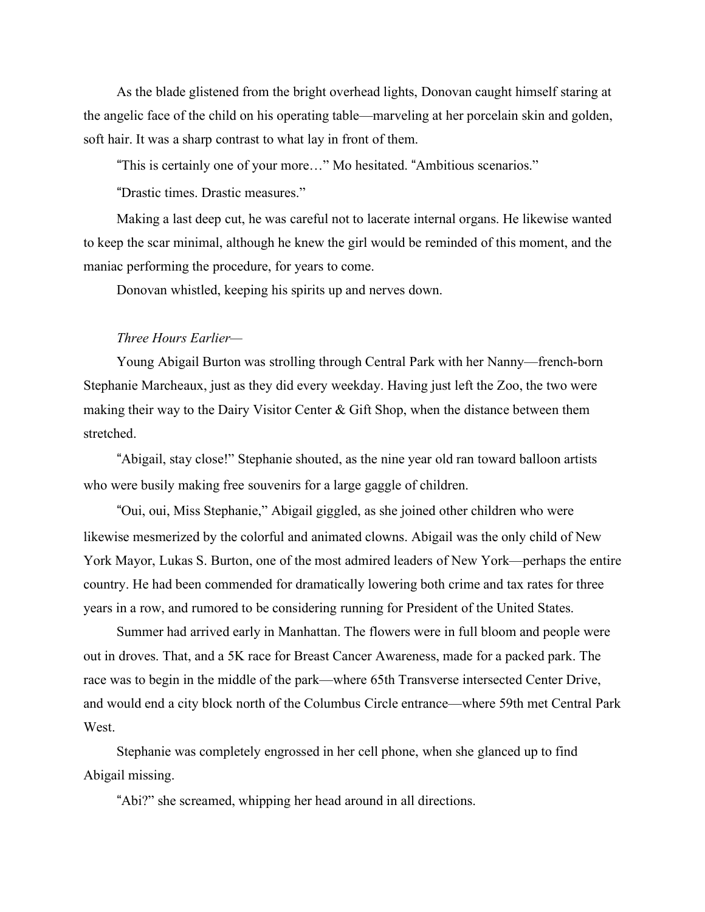As the blade glistened from the bright overhead lights, Donovan caught himself staring at the angelic face of the child on his operating table—marveling at her porcelain skin and golden, soft hair. It was a sharp contrast to what lay in front of them.

"This is certainly one of your more…" Mo hesitated. "Ambitious scenarios."

"Drastic times. Drastic measures."

Making a last deep cut, he was careful not to lacerate internal organs. He likewise wanted to keep the scar minimal, although he knew the girl would be reminded of this moment, and the maniac performing the procedure, for years to come.

Donovan whistled, keeping his spirits up and nerves down.

*Three Hours Earlier—*

Young Abigail Burton was strolling through Central Park with her Nanny—french-born Stephanie Marcheaux, just as they did every weekday. Having just left the Zoo, the two were making their way to the Dairy Visitor Center & Gift Shop, when the distance between them stretched.

"Abigail, stay close!" Stephanie shouted, as the nine year old ran toward balloon artists who were busily making free souvenirs for a large gaggle of children.

"Oui, oui, Miss Stephanie," Abigail giggled, as she joined other children who were likewise mesmerized by the colorful and animated clowns. Abigail was the only child of New York Mayor, Lukas S. Burton, one of the most admired leaders of New York—perhaps the entire country. He had been commended for dramatically lowering both crime and tax rates for three years in a row, and rumored to be considering running for President of the United States.

Summer had arrived early in Manhattan. The flowers were in full bloom and people were out in droves. That, and a 5K race for Breast Cancer Awareness, made for a packed park. The race was to begin in the middle of the park—where 65th Transverse intersected Center Drive, and would end a city block north of the Columbus Circle entrance—where 59th met Central Park West.

Stephanie was completely engrossed in her cell phone, when she glanced up to find Abigail missing.

"Abi?" she screamed, whipping her head around in all directions.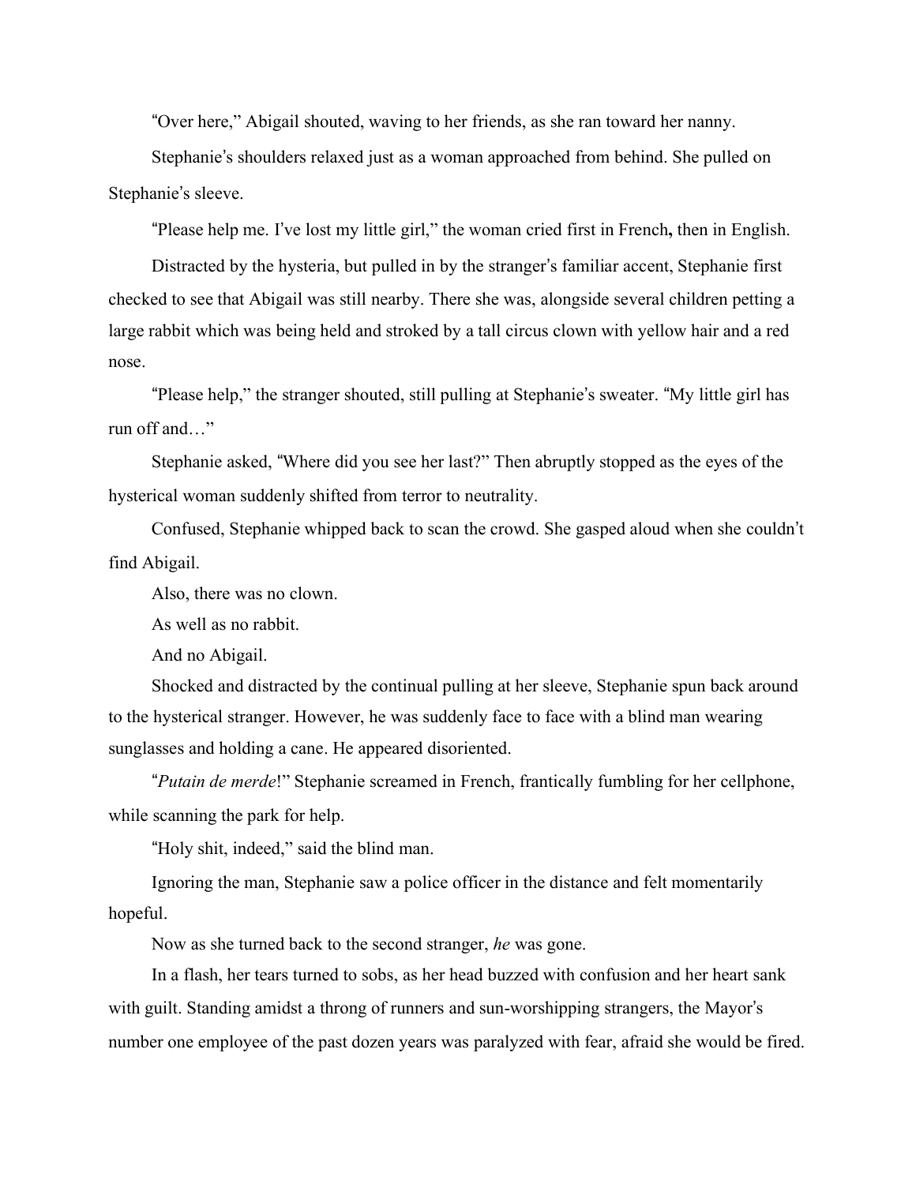"Over here," Abigail shouted, waving to her friends, as she ran toward her nanny.

Stephanie's shoulders relaxed just as a woman approached from behind. She pulled on Stephanie's sleeve.

"Please help me. I've lost my little girl," the woman cried first in French**,** then in English.

Distracted by the hysteria, but pulled in by the stranger's familiar accent, Stephanie first checked to see that Abigail was still nearby. There she was, alongside several children petting a large rabbit which was being held and stroked by a tall circus clown with yellow hair and a red nose.

"Please help," the stranger shouted, still pulling at Stephanie's sweater. "My little girl has run off and…"

Stephanie asked, "Where did you see her last?" Then abruptly stopped as the eyes of the hysterical woman suddenly shifted from terror to neutrality.

Confused, Stephanie whipped back to scan the crowd. She gasped aloud when she couldn't find Abigail.

Also, there was no clown.

As well as no rabbit.

And no Abigail.

Shocked and distracted by the continual pulling at her sleeve, Stephanie spun back around to the hysterical stranger. However, he was suddenly face to face with a blind man wearing sunglasses and holding a cane. He appeared disoriented.

"*Putain de merde*!" Stephanie screamed in French, frantically fumbling for her cellphone, while scanning the park for help.

"Holy shit, indeed," said the blind man.

Ignoring the man, Stephanie saw a police officer in the distance and felt momentarily hopeful.

Now as she turned back to the second stranger, *he* was gone.

In a flash, her tears turned to sobs, as her head buzzed with confusion and her heart sank with guilt. Standing amidst a throng of runners and sun-worshipping strangers, the Mayor's number one employee of the past dozen years was paralyzed with fear, afraid she would be fired.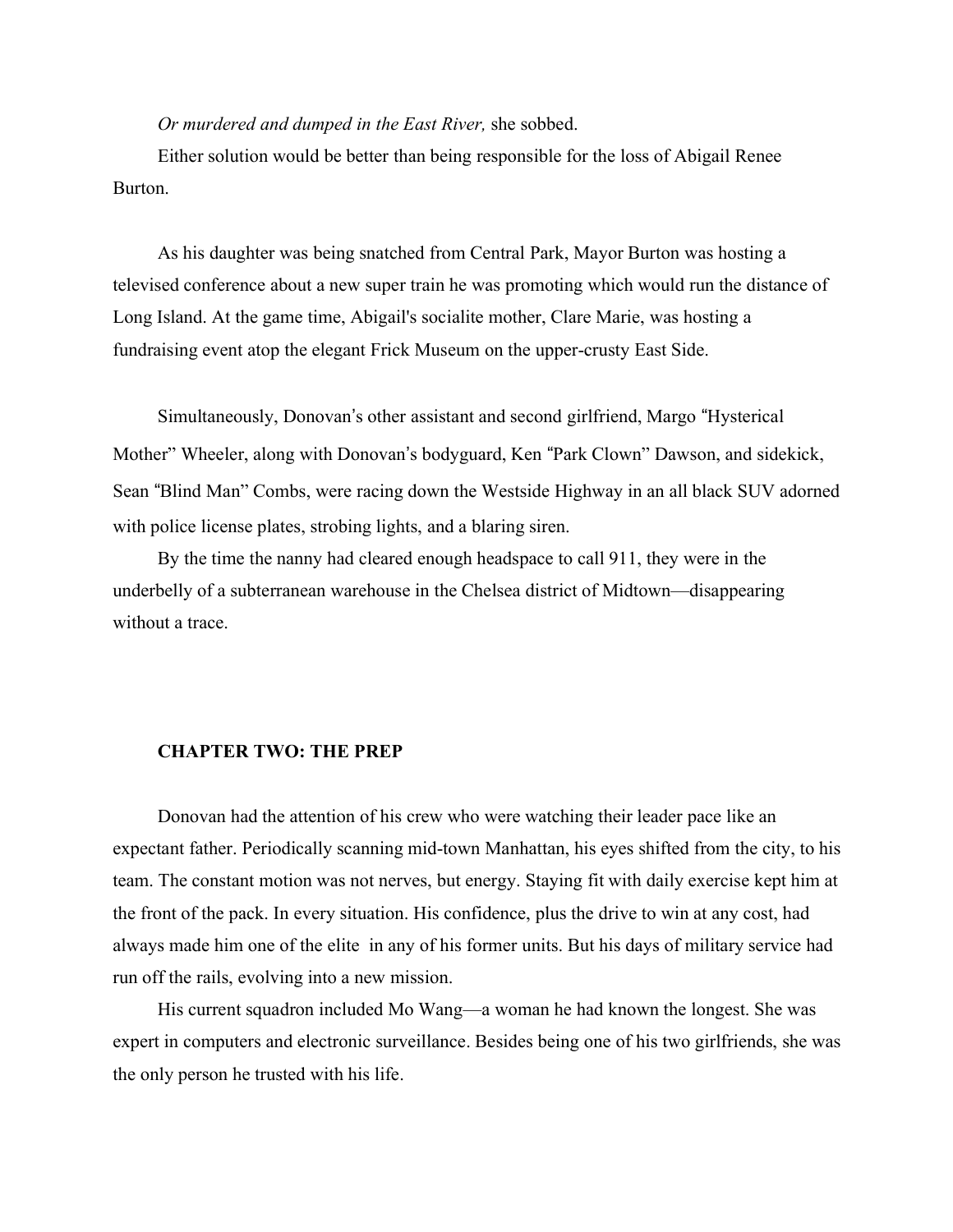*Or murdered and dumped in the East River,* she sobbed.

Either solution would be better than being responsible for the loss of Abigail Renee Burton.

As his daughter was being snatched from Central Park, Mayor Burton was hosting a televised conference about a new super train he was promoting which would run the distance of Long Island. At the game time, Abigail's socialite mother, Clare Marie, was hosting a fundraising event atop the elegant Frick Museum on the upper-crusty East Side.

Simultaneously, Donovan's other assistant and second girlfriend, Margo "Hysterical Mother" Wheeler, along with Donovan's bodyguard, Ken "Park Clown" Dawson, and sidekick, Sean "Blind Man" Combs, were racing down the Westside Highway in an all black SUV adorned with police license plates, strobing lights, and a blaring siren.

By the time the nanny had cleared enough headspace to call 911, they were in the underbelly of a subterranean warehouse in the Chelsea district of Midtown—disappearing without a trace.

## CHAPTER TWO: THE PREP

Donovan had the attention of his crew who were watching their leader pace like an expectant father. Periodically scanning mid-town Manhattan, his eyes shifted from the city, to his team. The constant motion was not nerves, but energy. Staying fit with daily exercise kept him at the front of the pack. In every situation. His confidence, plus the drive to win at any cost, had always made him one of the elite in any of his former units. But his days of military service had run off the rails, evolving into a new mission.

His current squadron included Mo Wang—a woman he had known the longest. She was expert in computers and electronic surveillance. Besides being one of his two girlfriends, she was the only person he trusted with his life.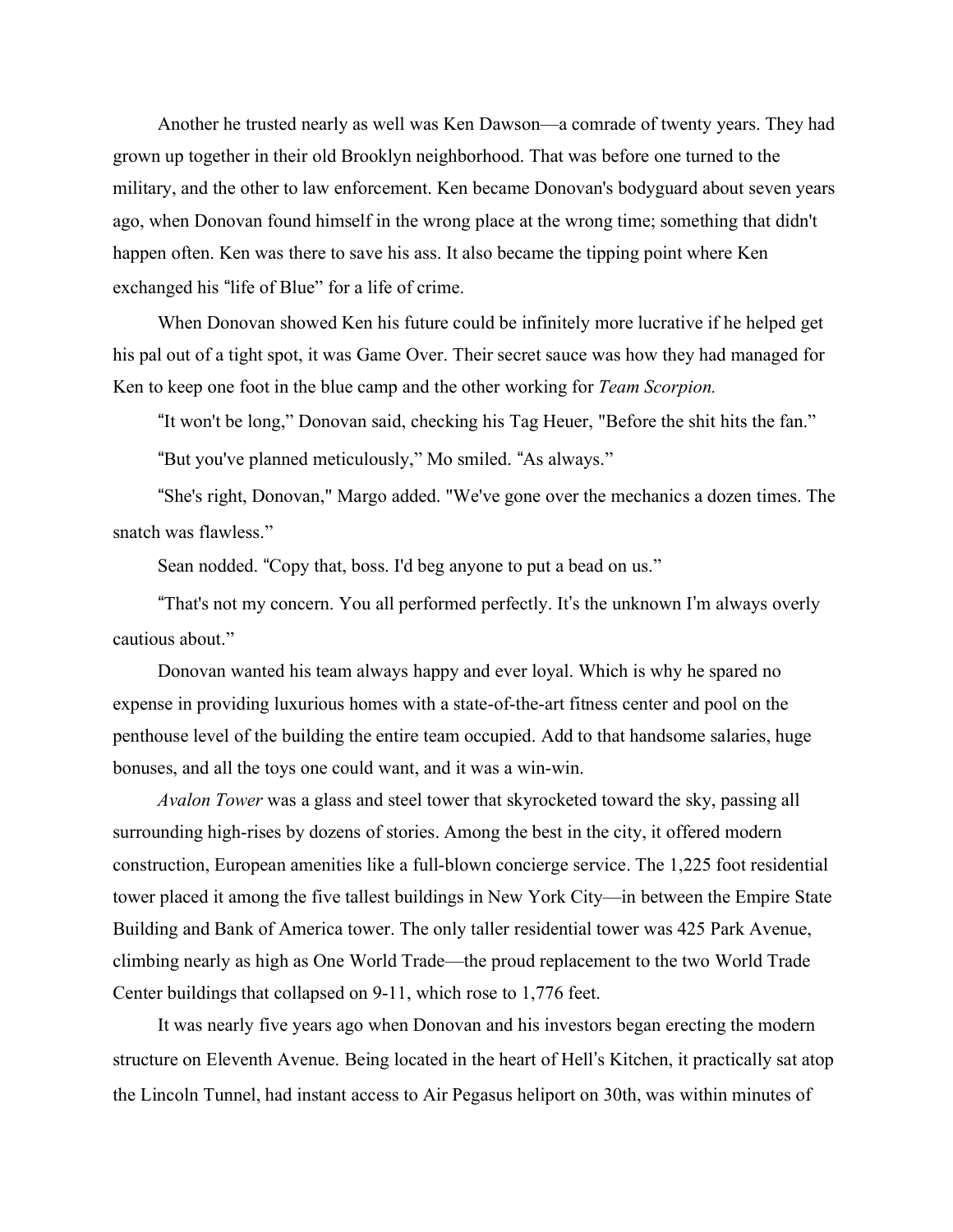Another he trusted nearly as well was Ken Dawson—a comrade of twenty years. They had grown up together in their old Brooklyn neighborhood. That was before one turned to the military, and the other to law enforcement. Ken became Donovan's bodyguard about seven years ago, when Donovan found himself in the wrong place at the wrong time; something that didn't happen often. Ken was there to save his ass. It also became the tipping point where Ken exchanged his "life of Blue" for a life of crime.

When Donovan showed Ken his future could be infinitely more lucrative if he helped get his pal out of a tight spot, it was Game Over. Their secret sauce was how they had managed for Ken to keep one foot in the blue camp and the other working for *Team Scorpion.*

"It won't be long," Donovan said, checking his Tag Heuer, "Before the shit hits the fan."

"But you've planned meticulously," Mo smiled. "As always."

"She's right, Donovan," Margo added. "We've gone over the mechanics a dozen times. The snatch was flawless."

Sean nodded. "Copy that, boss. I'd beg anyone to put a bead on us."

"That's not my concern. You all performed perfectly. It's the unknown I'm always overly cautious about."

Donovan wanted his team always happy and ever loyal. Which is why he spared no expense in providing luxurious homes with a state-of-the-art fitness center and pool on the penthouse level of the building the entire team occupied. Add to that handsome salaries, huge bonuses, and all the toys one could want, and it was a win-win.

*Avalon Tower* was a glass and steel tower that skyrocketed toward the sky, passing all surrounding high-rises by dozens of stories. Among the best in the city, it offered modern construction, European amenities like a full-blown concierge service. The 1,225 foot residential tower placed it among the five tallest buildings in New York City—in between the Empire State Building and Bank of America tower. The only taller residential tower was 425 Park Avenue, climbing nearly as high as One World Trade—the proud replacement to the two World Trade Center buildings that collapsed on 9-11, which rose to 1,776 feet.

It was nearly five years ago when Donovan and his investors began erecting the modern structure on Eleventh Avenue. Being located in the heart of Hell's Kitchen, it practically sat atop the Lincoln Tunnel, had instant access to Air Pegasus heliport on 30th, was within minutes of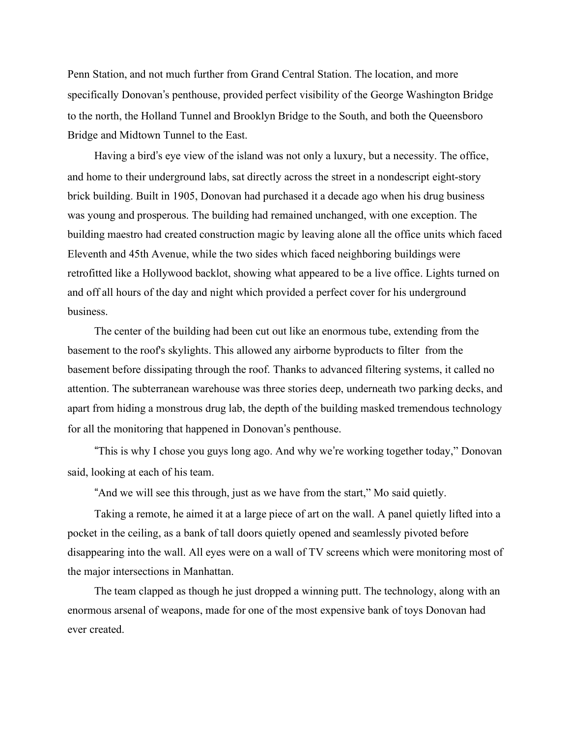Penn Station, and not much further from Grand Central Station. The location, and more specifically Donovan's penthouse, provided perfect visibility of the George Washington Bridge to the north, the Holland Tunnel and Brooklyn Bridge to the South, and both the Queensboro Bridge and Midtown Tunnel to the East.

Having a bird's eye view of the island was not only a luxury, but a necessity. The office, and home to their underground labs, sat directly across the street in a nondescript eight-story brick building. Built in 1905, Donovan had purchased it a decade ago when his drug business was young and prosperous. The building had remained unchanged, with one exception. The building maestro had created construction magic by leaving alone all the office units which faced Eleventh and 45th Avenue, while the two sides which faced neighboring buildings were retrofitted like a Hollywood backlot, showing what appeared to be a live office. Lights turned on and off all hours of the day and night which provided a perfect cover for his underground business.

The center of the building had been cut out like an enormous tube, extending from the basement to the roof's skylights. This allowed any airborne byproducts to filter from the basement before dissipating through the roof. Thanks to advanced filtering systems, it called no attention. The subterranean warehouse was three stories deep, underneath two parking decks, and apart from hiding a monstrous drug lab, the depth of the building masked tremendous technology for all the monitoring that happened in Donovan's penthouse.

"This is why I chose you guys long ago. And why we're working together today," Donovan said, looking at each of his team.

"And we will see this through, just as we have from the start," Mo said quietly.

Taking a remote, he aimed it at a large piece of art on the wall. A panel quietly lifted into a pocket in the ceiling, as a bank of tall doors quietly opened and seamlessly pivoted before disappearing into the wall. All eyes were on a wall of TV screens which were monitoring most of the major intersections in Manhattan.

The team clapped as though he just dropped a winning putt. The technology, along with an enormous arsenal of weapons, made for one of the most expensive bank of toys Donovan had ever created.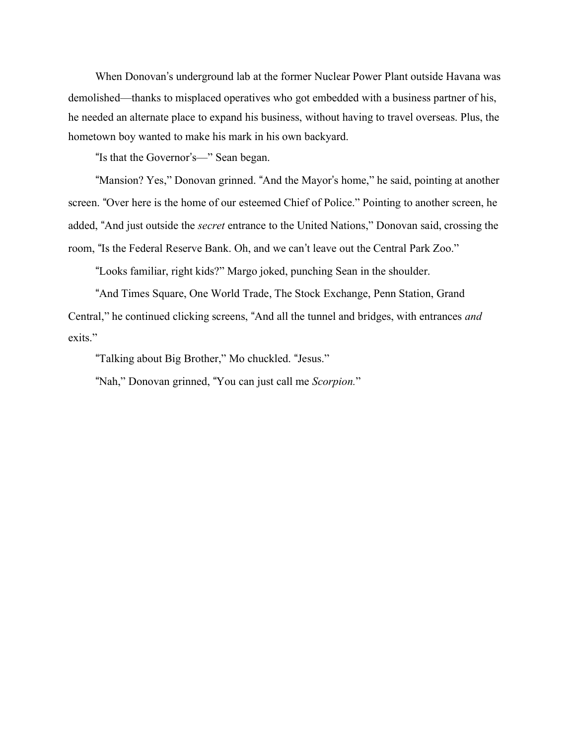When Donovan's underground lab at the former Nuclear Power Plant outside Havana was demolished—thanks to misplaced operatives who got embedded with a business partner of his, he needed an alternate place to expand his business, without having to travel overseas. Plus, the hometown boy wanted to make his mark in his own backyard.

"Is that the Governor's—" Sean began.

"Mansion? Yes," Donovan grinned. "And the Mayor's home," he said, pointing at another screen. "Over here is the home of our esteemed Chief of Police." Pointing to another screen, he added, "And just outside the *secret* entrance to the United Nations," Donovan said, crossing the room, "Is the Federal Reserve Bank. Oh, and we can't leave out the Central Park Zoo."

"Looks familiar, right kids?" Margo joked, punching Sean in the shoulder.

"And Times Square, One World Trade, The Stock Exchange, Penn Station, Grand Central," he continued clicking screens, "And all the tunnel and bridges, with entrances *and* exits."

"Talking about Big Brother," Mo chuckled. "Jesus."

"Nah," Donovan grinned, "You can just call me *Scorpion.*"